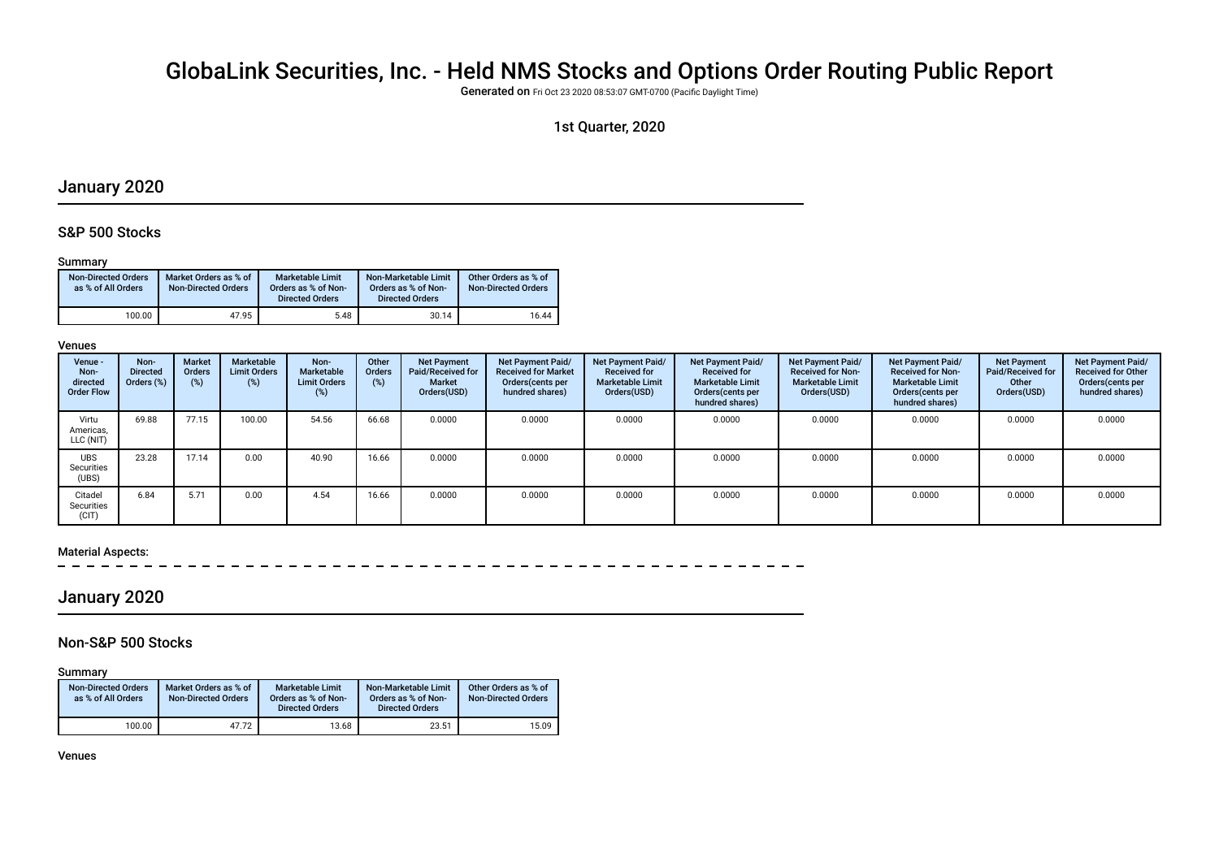# GlobaLink Securities, Inc. - Held NMS Stocks and Options Order Routing Public Report

Generated on Fri Oct 23 2020 08:53:07 GMT-0700 (Pacific Daylight Time)

1st Quarter, 2020

## January 2020

### S&P 500 Stocks

#### Summary

| Non-Directed Orders as % of All Orders | Market Orders as % of Non-Directed Orders | Marketable Limit Orders as % of Non-Directed Orders | Non-Marketable Limit Orders as % of Non-Directed Orders | Other Orders as % of Non-Directed Orders |
| --- | --- | --- | --- | --- |
| 100.00 | 47.95 | 5.48 | 30.14 | 16.44 |

#### Venues

| Venue - Non-directed Order Flow | Non-Directed Orders (%) | Market Orders (%) | Marketable Limit Orders (%) | Non-Marketable Limit Orders (%) | Other Orders (%) | Net Payment Paid/Received for Market Orders(USD) | Net Payment Paid/ Received for Market Orders(cents per hundred shares) | Net Payment Paid/ Received for Marketable Limit Orders(USD) | Net Payment Paid/ Received for Marketable Limit Orders(cents per hundred shares) | Net Payment Paid/ Received for Non-Marketable Limit Orders(USD) | Net Payment Paid/ Received for Non-Marketable Limit Orders(cents per hundred shares) | Net Payment Paid/Received for Other Orders(USD) | Net Payment Paid/ Received for Other Orders(cents per hundred shares) |
| --- | --- | --- | --- | --- | --- | --- | --- | --- | --- | --- | --- | --- | --- |
| Virtu Americas, LLC (NIT) | 69.88 | 77.15 | 100.00 | 54.56 | 66.68 | 0.0000 | 0.0000 | 0.0000 | 0.0000 | 0.0000 | 0.0000 | 0.0000 | 0.0000 |
| UBS Securities (UBS) | 23.28 | 17.14 | 0.00 | 40.90 | 16.66 | 0.0000 | 0.0000 | 0.0000 | 0.0000 | 0.0000 | 0.0000 | 0.0000 | 0.0000 |
| Citadel Securities (CIT) | 6.84 | 5.71 | 0.00 | 4.54 | 16.66 | 0.0000 | 0.0000 | 0.0000 | 0.0000 | 0.0000 | 0.0000 | 0.0000 | 0.0000 |

#### Material Aspects:

## January 2020

### Non-S&P 500 Stocks

#### Summary

| Non-Directed Orders as % of All Orders | Market Orders as % of Non-Directed Orders | Marketable Limit Orders as % of Non-Directed Orders | Non-Marketable Limit Orders as % of Non-Directed Orders | Other Orders as % of Non-Directed Orders |
| --- | --- | --- | --- | --- |
| 100.00 | 47.72 | 13.68 | 23.51 | 15.09 |

#### Venues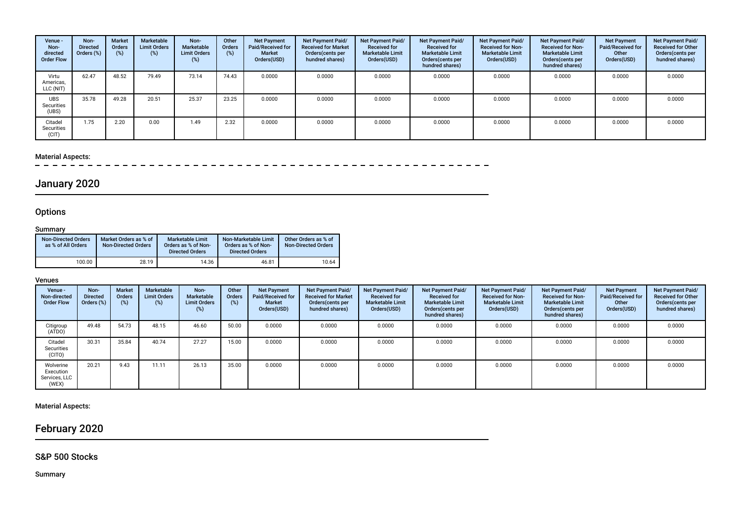| Venue - Non-directed Order Flow | Non-Directed Orders (%) | Market Orders (%) | Marketable Limit Orders (%) | Non-Marketable Limit Orders (%) | Other Orders (%) | Net Payment Paid/Received for Market Orders(USD) | Net Payment Paid/Received for Market Orders(cents per hundred shares) | Net Payment Paid/Received for Marketable Limit Orders(USD) | Net Payment Paid/Received for Marketable Limit Orders(cents per hundred shares) | Net Payment Paid/Received for Non-Marketable Limit Orders(USD) | Net Payment Paid/Received for Non-Marketable Limit Orders(cents per hundred shares) | Net Payment Paid/Received for Other Orders(USD) | Net Payment Paid/Received for Other Orders(cents per hundred shares) |
|---|---|---|---|---|---|---|---|---|---|---|---|---|---|
| Virtu Americas, LLC (NIT) | 62.47 | 48.52 | 79.49 | 73.14 | 74.43 | 0.0000 | 0.0000 | 0.0000 | 0.0000 | 0.0000 | 0.0000 | 0.0000 | 0.0000 |
| UBS Securities (UBS) | 35.78 | 49.28 | 20.51 | 25.37 | 23.25 | 0.0000 | 0.0000 | 0.0000 | 0.0000 | 0.0000 | 0.0000 | 0.0000 | 0.0000 |
| Citadel Securities (CIT) | 1.75 | 2.20 | 0.00 | 1.49 | 2.32 | 0.0000 | 0.0000 | 0.0000 | 0.0000 | 0.0000 | 0.0000 | 0.0000 | 0.0000 |

### Material Aspects:

## January 2020

### Options

#### Summary

| Non-Directed Orders as % of All Orders | Market Orders as % of Non-Directed Orders | Marketable Limit Orders as % of Non-Directed Orders | Non-Marketable Limit Orders as % of Non-Directed Orders | Other Orders as % of Non-Directed Orders |
|---|---|---|---|---|
| 100.00 | 28.19 | 14.36 | 46.81 | 10.64 |

#### Venues

| Venue - Non-directed Order Flow | Non-Directed Orders (%) | Market Orders (%) | Marketable Limit Orders (%) | Non-Marketable Limit Orders (%) | Other Orders (%) | Net Payment Paid/Received for Market Orders(USD) | Net Payment Paid/Received for Market Orders(cents per hundred shares) | Net Payment Paid/Received for Marketable Limit Orders(USD) | Net Payment Paid/Received for Marketable Limit Orders(cents per hundred shares) | Net Payment Paid/Received for Non-Marketable Limit Orders(USD) | Net Payment Paid/Received for Non-Marketable Limit Orders(cents per hundred shares) | Net Payment Paid/Received for Other Orders(USD) | Net Payment Paid/Received for Other Orders(cents per hundred shares) |
|---|---|---|---|---|---|---|---|---|---|---|---|---|---|
| Citigroup (ATDO) | 49.48 | 54.73 | 48.15 | 46.60 | 50.00 | 0.0000 | 0.0000 | 0.0000 | 0.0000 | 0.0000 | 0.0000 | 0.0000 | 0.0000 |
| Citadel Securities (CITO) | 30.31 | 35.84 | 40.74 | 27.27 | 15.00 | 0.0000 | 0.0000 | 0.0000 | 0.0000 | 0.0000 | 0.0000 | 0.0000 | 0.0000 |
| Wolverine Execution Services, LLC (WEX) | 20.21 | 9.43 | 11.11 | 26.13 | 35.00 | 0.0000 | 0.0000 | 0.0000 | 0.0000 | 0.0000 | 0.0000 | 0.0000 | 0.0000 |

### Material Aspects:

## February 2020

### S&P 500 Stocks

#### Summary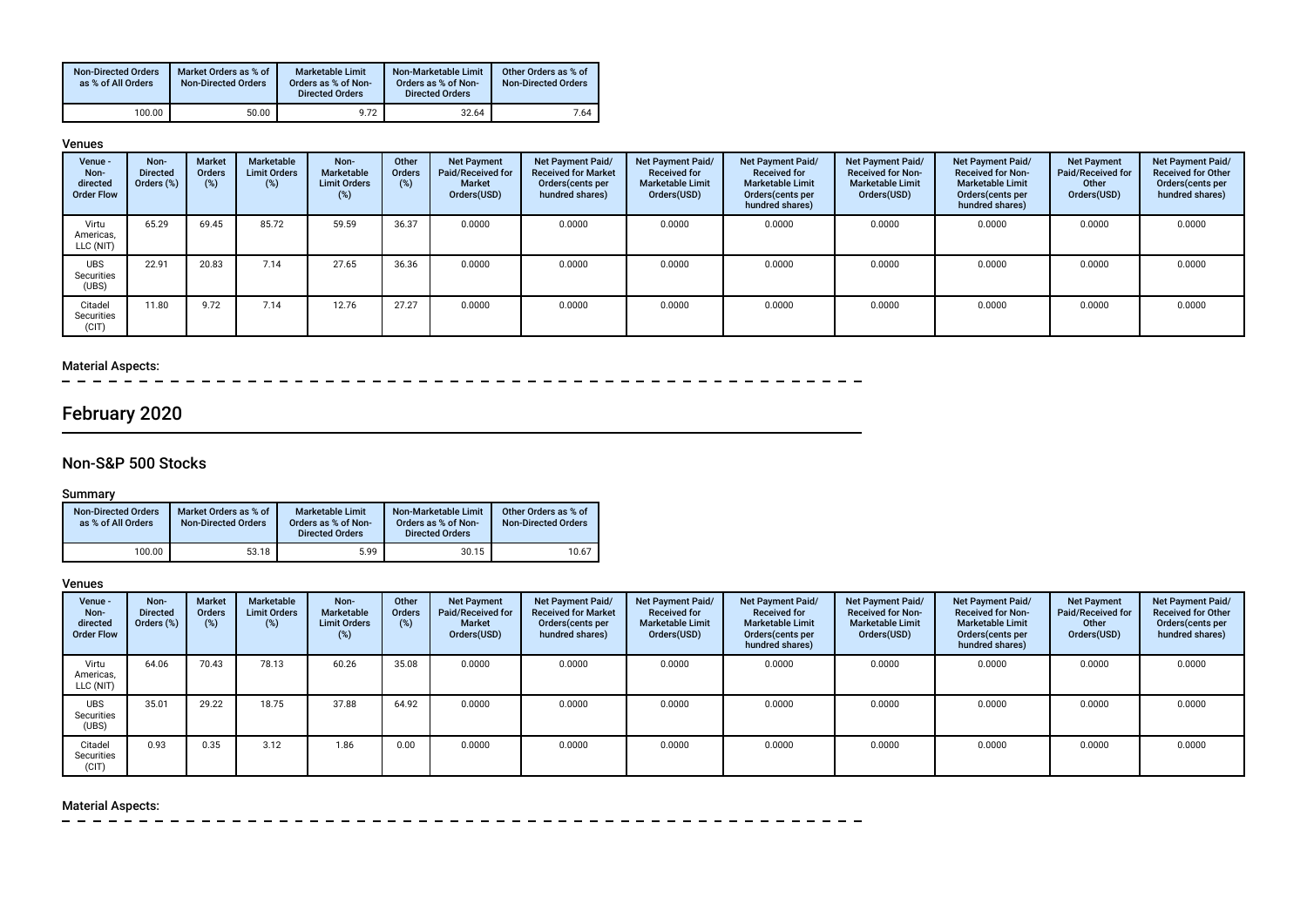| Non-Directed Orders as % of All Orders | Market Orders as % of Non-Directed Orders | Marketable Limit Orders as % of Non-Directed Orders | Non-Marketable Limit Orders as % of Non-Directed Orders | Other Orders as % of Non-Directed Orders |
|---|---|---|---|---|
| 100.00 | 50.00 | 9.72 | 32.64 | 7.64 |

### Venues

| Venue - Non-directed Order Flow | Non-Directed Orders (%) | Market Orders (%) | Marketable Limit Orders (%) | Non-Marketable Limit Orders (%) | Other Orders (%) | Net Payment Paid/Received for Market Orders(USD) | Net Payment Paid/Received for Market Orders(cents per hundred shares) | Net Payment Paid/Received for Marketable Limit Orders(USD) | Net Payment Paid/Received for Marketable Limit Orders(cents per hundred shares) | Net Payment Paid/Received for Non-Marketable Limit Orders(USD) | Net Payment Paid/Received for Non-Marketable Limit Orders(cents per hundred shares) | Net Payment Paid/Received for Other Orders(USD) | Net Payment Paid/Received for Other Orders(cents per hundred shares) |
|---|---|---|---|---|---|---|---|---|---|---|---|---|---|
| Virtu Americas, LLC (NIT) | 65.29 | 69.45 | 85.72 | 59.59 | 36.37 | 0.0000 | 0.0000 | 0.0000 | 0.0000 | 0.0000 | 0.0000 | 0.0000 | 0.0000 |
| UBS Securities (UBS) | 22.91 | 20.83 | 7.14 | 27.65 | 36.36 | 0.0000 | 0.0000 | 0.0000 | 0.0000 | 0.0000 | 0.0000 | 0.0000 | 0.0000 |
| Citadel Securities (CIT) | 11.80 | 9.72 | 7.14 | 12.76 | 27.27 | 0.0000 | 0.0000 | 0.0000 | 0.0000 | 0.0000 | 0.0000 | 0.0000 | 0.0000 |

### Material Aspects:

# February 2020

## Non-S&P 500 Stocks

### Summary

| Non-Directed Orders as % of All Orders | Market Orders as % of Non-Directed Orders | Marketable Limit Orders as % of Non-Directed Orders | Non-Marketable Limit Orders as % of Non-Directed Orders | Other Orders as % of Non-Directed Orders |
|---|---|---|---|---|
| 100.00 | 53.18 | 5.99 | 30.15 | 10.67 |

### Venues

| Venue - Non-directed Order Flow | Non-Directed Orders (%) | Market Orders (%) | Marketable Limit Orders (%) | Non-Marketable Limit Orders (%) | Other Orders (%) | Net Payment Paid/Received for Market Orders(USD) | Net Payment Paid/Received for Market Orders(cents per hundred shares) | Net Payment Paid/Received for Marketable Limit Orders(USD) | Net Payment Paid/Received for Marketable Limit Orders(cents per hundred shares) | Net Payment Paid/Received for Non-Marketable Limit Orders(USD) | Net Payment Paid/Received for Non-Marketable Limit Orders(cents per hundred shares) | Net Payment Paid/Received for Other Orders(USD) | Net Payment Paid/Received for Other Orders(cents per hundred shares) |
|---|---|---|---|---|---|---|---|---|---|---|---|---|---|
| Virtu Americas, LLC (NIT) | 64.06 | 70.43 | 78.13 | 60.26 | 35.08 | 0.0000 | 0.0000 | 0.0000 | 0.0000 | 0.0000 | 0.0000 | 0.0000 | 0.0000 |
| UBS Securities (UBS) | 35.01 | 29.22 | 18.75 | 37.88 | 64.92 | 0.0000 | 0.0000 | 0.0000 | 0.0000 | 0.0000 | 0.0000 | 0.0000 | 0.0000 |
| Citadel Securities (CIT) | 0.93 | 0.35 | 3.12 | 1.86 | 0.00 | 0.0000 | 0.0000 | 0.0000 | 0.0000 | 0.0000 | 0.0000 | 0.0000 | 0.0000 |

### Material Aspects: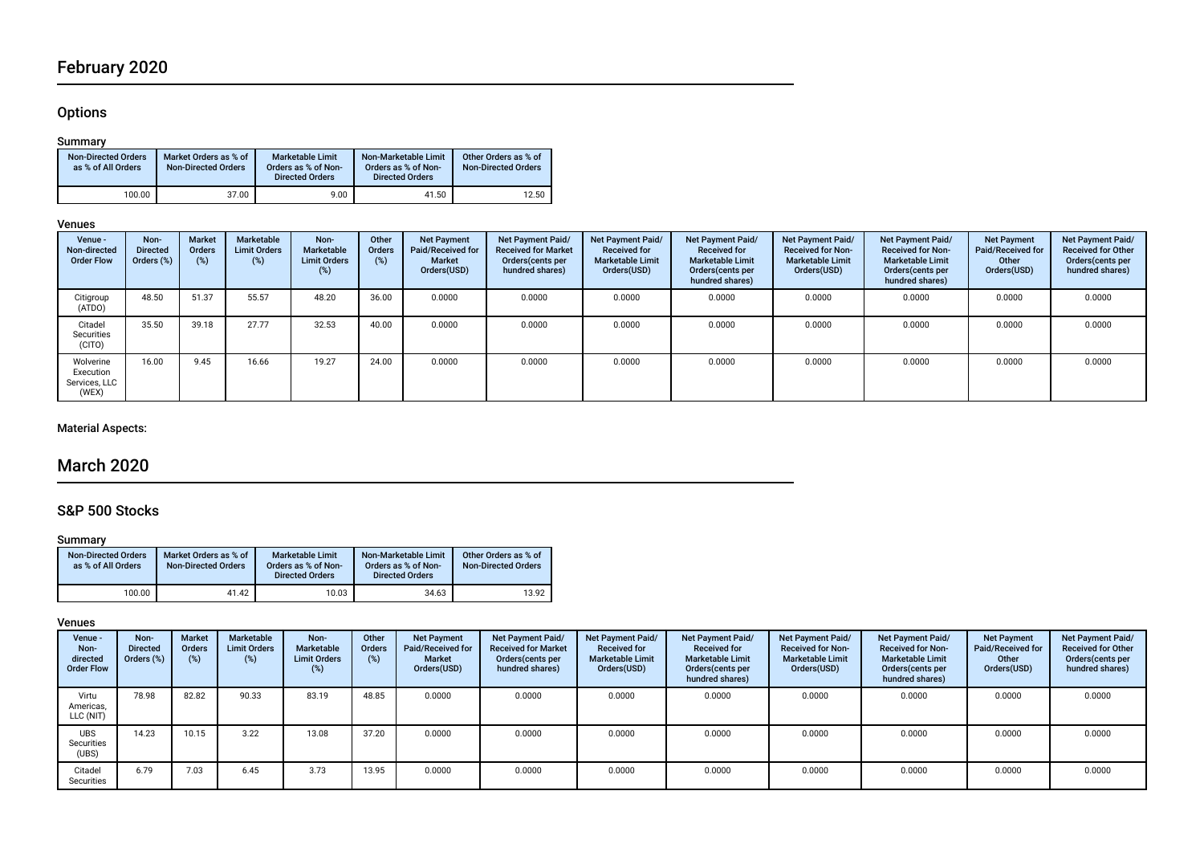# February 2020

## Options

### Summary

| Non-Directed Orders as % of All Orders | Market Orders as % of Non-Directed Orders | Marketable Limit Orders as % of Non-Directed Orders | Non-Marketable Limit Orders as % of Non-Directed Orders | Other Orders as % of Non-Directed Orders |
|---|---|---|---|---|
| 100.00 | 37.00 | 9.00 | 41.50 | 12.50 |

### Venues

| Venue - Non-directed Order Flow | Non-Directed Orders (%) | Market Orders (%) | Marketable Limit Orders (%) | Non-Marketable Limit Orders (%) | Other Orders (%) | Net Payment Paid/Received for Market Orders(USD) | Net Payment Paid/Received for Market Orders(cents per hundred shares) | Net Payment Paid/Received for Marketable Limit Orders(USD) | Net Payment Paid/Received for Marketable Limit Orders(cents per hundred shares) | Net Payment Paid/Received for Non-Marketable Limit Orders(USD) | Net Payment Paid/Received for Non-Marketable Limit Orders(cents per hundred shares) | Net Payment Paid/Received for Other Orders(USD) | Net Payment Paid/Received for Other Orders(cents per hundred shares) |
|---|---|---|---|---|---|---|---|---|---|---|---|---|---|
| Citigroup (ATDO) | 48.50 | 51.37 | 55.57 | 48.20 | 36.00 | 0.0000 | 0.0000 | 0.0000 | 0.0000 | 0.0000 | 0.0000 | 0.0000 | 0.0000 |
| Citadel Securities (CITO) | 35.50 | 39.18 | 27.77 | 32.53 | 40.00 | 0.0000 | 0.0000 | 0.0000 | 0.0000 | 0.0000 | 0.0000 | 0.0000 | 0.0000 |
| Wolverine Execution Services, LLC (WEX) | 16.00 | 9.45 | 16.66 | 19.27 | 24.00 | 0.0000 | 0.0000 | 0.0000 | 0.0000 | 0.0000 | 0.0000 | 0.0000 | 0.0000 |

### Material Aspects:

# March 2020

## S&P 500 Stocks

### Summary

| Non-Directed Orders as % of All Orders | Market Orders as % of Non-Directed Orders | Marketable Limit Orders as % of Non-Directed Orders | Non-Marketable Limit Orders as % of Non-Directed Orders | Other Orders as % of Non-Directed Orders |
|---|---|---|---|---|
| 100.00 | 41.42 | 10.03 | 34.63 | 13.92 |

### Venues

| Venue - Non-directed Order Flow | Non-Directed Orders (%) | Market Orders (%) | Marketable Limit Orders (%) | Non-Marketable Limit Orders (%) | Other Orders (%) | Net Payment Paid/Received for Market Orders(USD) | Net Payment Paid/Received for Market Orders(cents per hundred shares) | Net Payment Paid/Received for Marketable Limit Orders(USD) | Net Payment Paid/Received for Marketable Limit Orders(cents per hundred shares) | Net Payment Paid/Received for Non-Marketable Limit Orders(USD) | Net Payment Paid/Received for Non-Marketable Limit Orders(cents per hundred shares) | Net Payment Paid/Received for Other Orders(USD) | Net Payment Paid/Received for Other Orders(cents per hundred shares) |
|---|---|---|---|---|---|---|---|---|---|---|---|---|---|
| Virtu Americas, LLC (NIT) | 78.98 | 82.82 | 90.33 | 83.19 | 48.85 | 0.0000 | 0.0000 | 0.0000 | 0.0000 | 0.0000 | 0.0000 | 0.0000 | 0.0000 |
| UBS Securities (UBS) | 14.23 | 10.15 | 3.22 | 13.08 | 37.20 | 0.0000 | 0.0000 | 0.0000 | 0.0000 | 0.0000 | 0.0000 | 0.0000 | 0.0000 |
| Citadel Securities | 6.79 | 7.03 | 6.45 | 3.73 | 13.95 | 0.0000 | 0.0000 | 0.0000 | 0.0000 | 0.0000 | 0.0000 | 0.0000 | 0.0000 |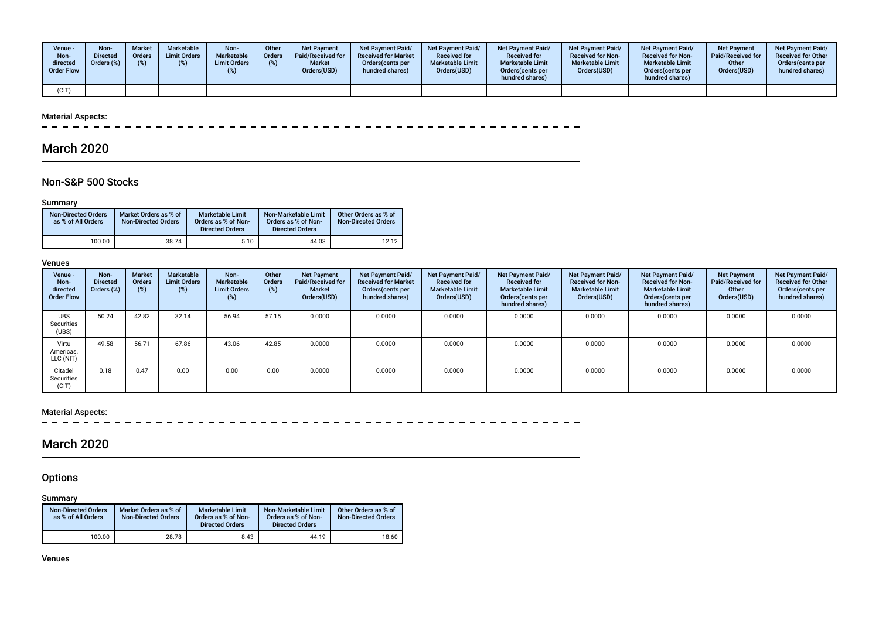| Venue - Non-directed Order Flow | Non-Directed Orders (%) | Market Orders (%) | Marketable Limit Orders (%) | Non-Marketable Limit Orders (%) | Other Orders (%) | Net Payment Paid/Received for Market Orders(USD) | Net Payment Paid/ Received for Market Orders(cents per hundred shares) | Net Payment Paid/ Received for Marketable Limit Orders(USD) | Net Payment Paid/ Received for Marketable Limit Orders(cents per hundred shares) | Net Payment Paid/ Received for Non-Marketable Limit Orders(USD) | Net Payment Paid/ Received for Non-Marketable Limit Orders(cents per hundred shares) | Net Payment Paid/Received for Other Orders(USD) | Net Payment Paid/ Received for Other Orders(cents per hundred shares) |
|---|---|---|---|---|---|---|---|---|---|---|---|---|---|
| (CIT) | | | | | | | | | | | | | |

### Material Aspects:

## March 2020

### Non-S&P 500 Stocks

#### Summary

| Non-Directed Orders as % of All Orders | Market Orders as % of Non-Directed Orders | Marketable Limit Orders as % of Non-Directed Orders | Non-Marketable Limit Orders as % of Non-Directed Orders | Other Orders as % of Non-Directed Orders |
|---|---|---|---|---|
| 100.00 | 38.74 | 5.10 | 44.03 | 12.12 |

#### Venues

| Venue - Non-directed Order Flow | Non-Directed Orders (%) | Market Orders (%) | Marketable Limit Orders (%) | Non-Marketable Limit Orders (%) | Other Orders (%) | Net Payment Paid/Received for Market Orders(USD) | Net Payment Paid/ Received for Market Orders(cents per hundred shares) | Net Payment Paid/ Received for Marketable Limit Orders(USD) | Net Payment Paid/ Received for Marketable Limit Orders(cents per hundred shares) | Net Payment Paid/ Received for Non-Marketable Limit Orders(USD) | Net Payment Paid/ Received for Non-Marketable Limit Orders(cents per hundred shares) | Net Payment Paid/Received for Other Orders(USD) | Net Payment Paid/ Received for Other Orders(cents per hundred shares) |
|---|---|---|---|---|---|---|---|---|---|---|---|---|---|
| UBS Securities (UBS) | 50.24 | 42.82 | 32.14 | 56.94 | 57.15 | 0.0000 | 0.0000 | 0.0000 | 0.0000 | 0.0000 | 0.0000 | 0.0000 | 0.0000 |
| Virtu Americas, LLC (NIT) | 49.58 | 56.71 | 67.86 | 43.06 | 42.85 | 0.0000 | 0.0000 | 0.0000 | 0.0000 | 0.0000 | 0.0000 | 0.0000 | 0.0000 |
| Citadel Securities (CIT) | 0.18 | 0.47 | 0.00 | 0.00 | 0.00 | 0.0000 | 0.0000 | 0.0000 | 0.0000 | 0.0000 | 0.0000 | 0.0000 | 0.0000 |

### Material Aspects:

## March 2020

### Options

#### Summary

| Non-Directed Orders as % of All Orders | Market Orders as % of Non-Directed Orders | Marketable Limit Orders as % of Non-Directed Orders | Non-Marketable Limit Orders as % of Non-Directed Orders | Other Orders as % of Non-Directed Orders |
|---|---|---|---|---|
| 100.00 | 28.78 | 8.43 | 44.19 | 18.60 |

#### Venues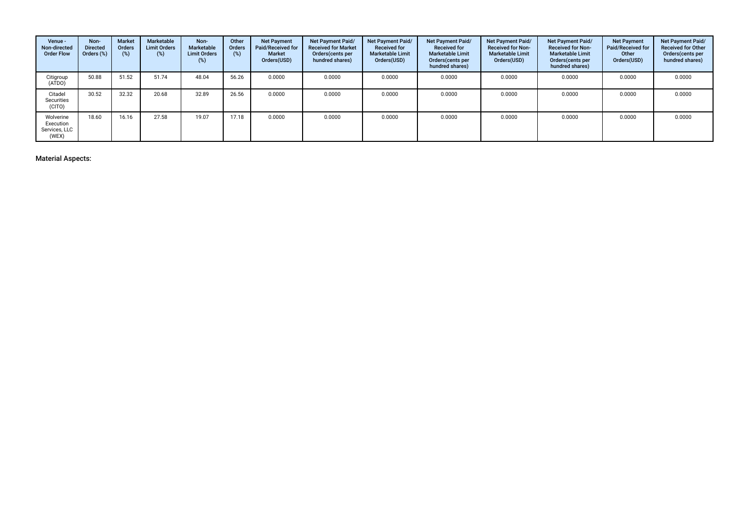| Venue - Non-directed Order Flow | Non-Directed Orders (%) | Market Orders (%) | Marketable Limit Orders (%) | Non-Marketable Limit Orders (%) | Other Orders (%) | Net Payment Paid/Received for Market Orders(USD) | Net Payment Paid/ Received for Market Orders(cents per hundred shares) | Net Payment Paid/ Received for Marketable Limit Orders(USD) | Net Payment Paid/ Received for Marketable Limit Orders(cents per hundred shares) | Net Payment Paid/ Received for Non-Marketable Limit Orders(USD) | Net Payment Paid/ Received for Non-Marketable Limit Orders(cents per hundred shares) | Net Payment Paid/Received for Other Orders(USD) | Net Payment Paid/ Received for Other Orders(cents per hundred shares) |
|---|---|---|---|---|---|---|---|---|---|---|---|---|---|
| Citigroup (ATDO) | 50.88 | 51.52 | 51.74 | 48.04 | 56.26 | 0.0000 | 0.0000 | 0.0000 | 0.0000 | 0.0000 | 0.0000 | 0.0000 | 0.0000 |
| Citadel Securities (CITO) | 30.52 | 32.32 | 20.68 | 32.89 | 26.56 | 0.0000 | 0.0000 | 0.0000 | 0.0000 | 0.0000 | 0.0000 | 0.0000 | 0.0000 |
| Wolverine Execution Services, LLC (WEX) | 18.60 | 16.16 | 27.58 | 19.07 | 17.18 | 0.0000 | 0.0000 | 0.0000 | 0.0000 | 0.0000 | 0.0000 | 0.0000 | 0.0000 |

Material Aspects: